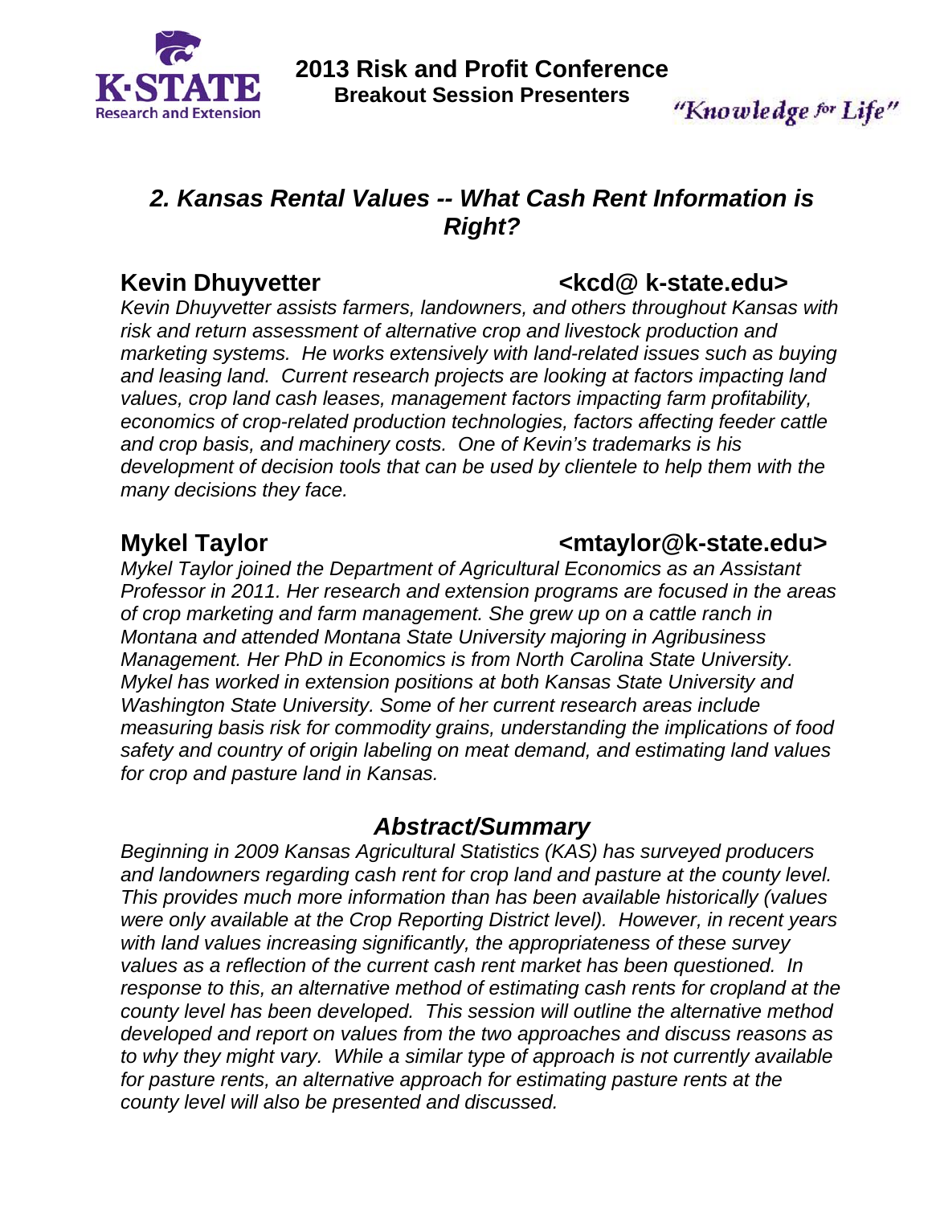K·STATE Research and Extension

# 2013 Risk and Profit Conference
**Breakout Session Presenters**

*"Knowledge for Life"*

## *2. Kansas Rental Values -- What Cash Rent Information is Right?*

### Kevin Dhuyvetter <kcd@ k-state.edu>

*Kevin Dhuyvetter assists farmers, landowners, and others throughout Kansas with risk and return assessment of alternative crop and livestock production and marketing systems. He works extensively with land-related issues such as buying and leasing land. Current research projects are looking at factors impacting land values, crop land cash leases, management factors impacting farm profitability, economics of crop-related production technologies, factors affecting feeder cattle and crop basis, and machinery costs. One of Kevin's trademarks is his development of decision tools that can be used by clientele to help them with the many decisions they face.*

### Mykel Taylor <mtaylor@k-state.edu>

*Mykel Taylor joined the Department of Agricultural Economics as an Assistant Professor in 2011. Her research and extension programs are focused in the areas of crop marketing and farm management. She grew up on a cattle ranch in Montana and attended Montana State University majoring in Agribusiness Management. Her PhD in Economics is from North Carolina State University. Mykel has worked in extension positions at both Kansas State University and Washington State University. Some of her current research areas include measuring basis risk for commodity grains, understanding the implications of food safety and country of origin labeling on meat demand, and estimating land values for crop and pasture land in Kansas.*

## *Abstract/Summary*

*Beginning in 2009 Kansas Agricultural Statistics (KAS) has surveyed producers and landowners regarding cash rent for crop land and pasture at the county level. This provides much more information than has been available historically (values were only available at the Crop Reporting District level). However, in recent years with land values increasing significantly, the appropriateness of these survey values as a reflection of the current cash rent market has been questioned. In response to this, an alternative method of estimating cash rents for cropland at the county level has been developed. This session will outline the alternative method developed and report on values from the two approaches and discuss reasons as to why they might vary. While a similar type of approach is not currently available for pasture rents, an alternative approach for estimating pasture rents at the county level will also be presented and discussed.*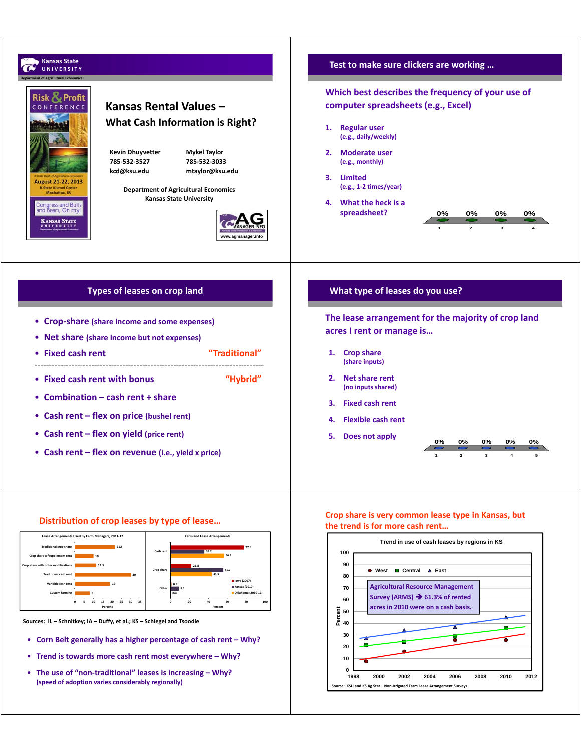Kansas State University

Department of Agricultural Economics

Risk & Profit CONFERENCE

K-State Dept. of Agricultural Economics

August 21-22, 2013

K-State Alumni Center

Manhattan, KS

Congress and Bulls and Bears, Oh my!

# Kansas Rental Values – What Cash Information is Right?

Kevin Dhuyvetter
785-532-3527
kcd@ksu.edu

Mykel Taylor
785-532-3033
mtaylor@ksu.edu

Department of Agricultural Economics
Kansas State University

AG MANAGER.INFO
www.agmanager.info

## Test to make sure clickers are working …

Which best describes the frequency of your use of computer spreadsheets (e.g., Excel)

1. Regular user
   (e.g., daily/weekly)
2. Moderate user
   (e.g., monthly)
3. Limited
   (e.g., 1-2 times/year)
4. What the heck is a spreadsheet?

| 1 | 2 | 3 | 4 |
|---|---|---|---|
| 0% | 0% | 0% | 0% |

## Types of leases on crop land

- Crop-share (share income and some expenses)
- Net share (share income but not expenses)
- Fixed cash rent — "Traditional"

---

- Fixed cash rent with bonus — "Hybrid"
- Combination – cash rent + share
- Cash rent – flex on price (bushel rent)
- Cash rent – flex on yield (price rent)
- Cash rent – flex on revenue (i.e., yield x price)

## What type of leases do you use?

The lease arrangement for the majority of crop land acres I rent or manage is…

1. Crop share
   (share inputs)
2. Net share rent
   (no inputs shared)
3. Fixed cash rent
4. Flexible cash rent
5. Does not apply

| 1 | 2 | 3 | 4 | 5 |
|---|---|---|---|---|
| 0% | 0% | 0% | 0% | 0% |

## Distribution of crop leases by type of lease…

Lease Arrangements Used by Farm Managers, 2011-12

| Lease type | Percent |
|---|---|
| Traditional crop share | 21.5 |
| Crop share w/supplement rent | 10 |
| Crop share with other modifications | 11.5 |
| Traditional cash rent | 30 |
| Variable cash rent | 19 |
| Custom farming | 8 |

Farmland Lease Arrangements (Percent)

| | Iowa (2007) | Kansas (2010) | Oklahoma (2010-11) |
|---|---|---|---|
| Cash rent | 77.3 | 35.7 | 56.5 |
| Crop share | 21.8 | 55.7 | 43.5 |
| Other | 0.8 | 8.6 | n/a |

Sources: IL – Schnitkey; IA – Duffy, et al.; KS – Schlegel and Tsoodle

- Corn Belt generally has a higher percentage of cash rent – Why?
- Trend is towards more cash rent most everywhere – Why?
- The use of "non-traditional" leases is increasing – Why?
  (speed of adoption varies considerably regionally)

## Crop share is very common lease type in Kansas, but the trend is for more cash rent…

Trend in use of cash leases by regions in KS

Legend: West, Central, East

Agricultural Resource Management Survey (ARMS) → 61.3% of rented acres in 2010 were on a cash basis.

Source: KSU and KS Ag Stat – Non-Irrigated Farm Lease Arrangement Surveys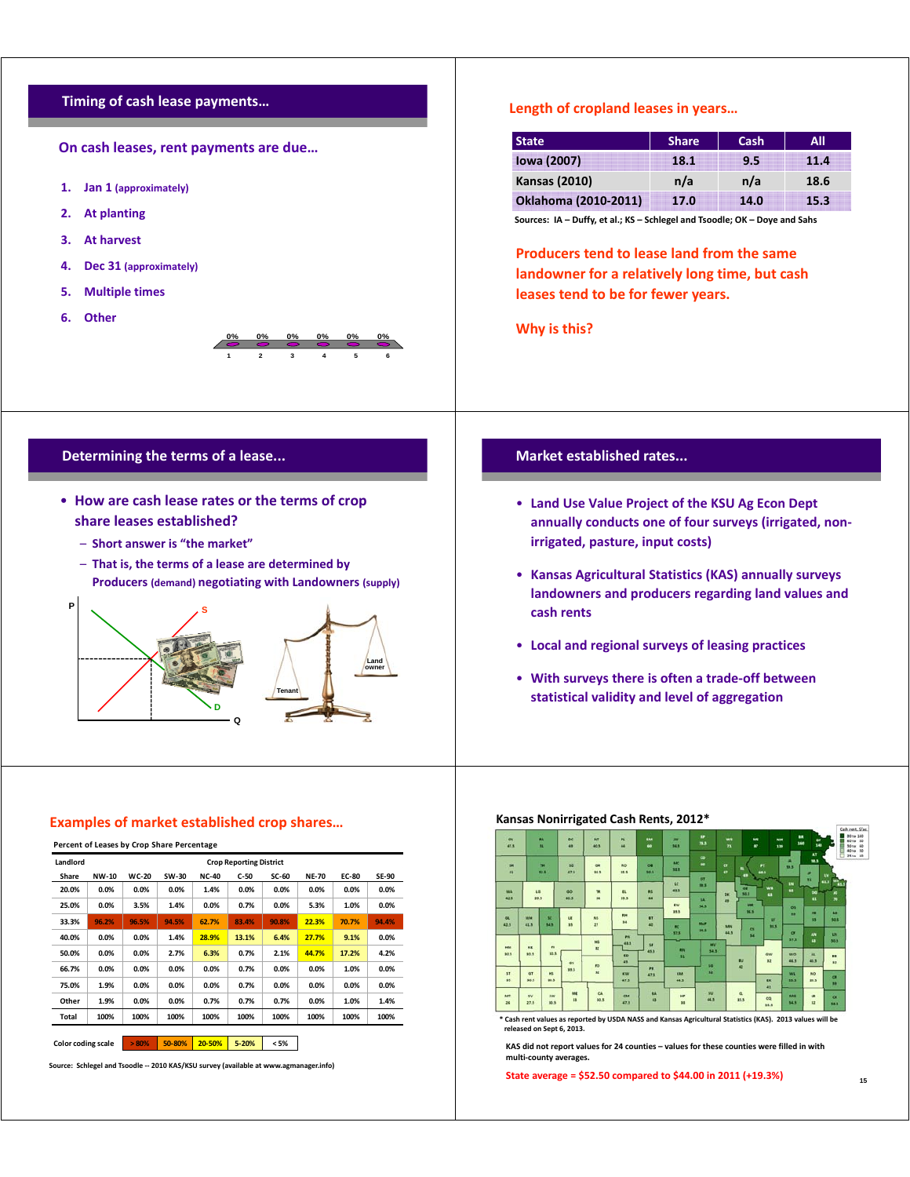## Timing of cash lease payments…

### On cash leases, rent payments are due…

1. **Jan 1** (approximately)
2. **At planting**
3. **At harvest**
4. **Dec 31** (approximately)
5. **Multiple times**
6. **Other**

| 1 | 2 | 3 | 4 | 5 | 6 |
|---|---|---|---|---|---|
| 0% | 0% | 0% | 0% | 0% | 0% |

## Length of cropland leases in years…

| State | Share | Cash | All |
|---|---|---|---|
| Iowa (2007) | 18.1 | 9.5 | 11.4 |
| Kansas (2010) | n/a | n/a | 18.6 |
| Oklahoma (2010-2011) | 17.0 | 14.0 | 15.3 |

Sources: IA – Duffy, et al.; KS – Schlegel and Tsoodle; OK – Doye and Sahs

**Producers tend to lease land from the same landowner for a relatively long time, but cash leases tend to be for fewer years.**

**Why is this?**

## Determining the terms of a lease...

- **How are cash lease rates or the terms of crop share leases established?**
  - Short answer is "the market"
  - That is, the terms of a lease are determined by Producers (demand) negotiating with Landowners (supply)

## Market established rates...

- Land Use Value Project of the KSU Ag Econ Dept annually conducts one of four surveys (irrigated, non-irrigated, pasture, input costs)
- Kansas Agricultural Statistics (KAS) annually surveys landowners and producers regarding land values and cash rents
- Local and regional surveys of leasing practices
- With surveys there is often a trade-off between statistical validity and level of aggregation

## Examples of market established crop shares…

Percent of Leases by Crop Share Percentage

| Landlord Share | NW-10 | WC-20 | SW-30 | NC-40 | C-50 | SC-60 | NE-70 | EC-80 | SE-90 |
|---|---|---|---|---|---|---|---|---|---|
| | Crop Reporting District | | | | | | | | |
| 20.0% | 0.0% | 0.0% | 0.0% | 1.4% | 0.0% | 0.0% | 0.0% | 0.0% | 0.0% |
| 25.0% | 0.0% | 3.5% | 1.4% | 0.0% | 0.7% | 0.0% | 5.3% | 1.0% | 0.0% |
| 33.3% | 96.2% | 96.5% | 94.5% | 62.7% | 83.4% | 90.8% | 22.3% | 70.7% | 94.4% |
| 40.0% | 0.0% | 0.0% | 1.4% | 28.9% | 13.1% | 6.4% | 27.7% | 9.1% | 0.0% |
| 50.0% | 0.0% | 0.0% | 2.7% | 6.3% | 0.7% | 2.1% | 44.7% | 17.2% | 4.2% |
| 66.7% | 0.0% | 0.0% | 0.0% | 0.0% | 0.7% | 0.0% | 0.0% | 1.0% | 0.0% |
| 75.0% | 1.9% | 0.0% | 0.0% | 0.0% | 0.7% | 0.0% | 0.0% | 0.0% | 0.0% |
| Other | 1.9% | 0.0% | 0.0% | 0.7% | 0.7% | 0.7% | 0.0% | 1.0% | 1.4% |
| Total | 100% | 100% | 100% | 100% | 100% | 100% | 100% | 100% | 100% |

Color coding scale: > 80% | 50-80% | 20-50% | 5-20% | < 5%

Source: Schlegel and Tsoodle -- 2010 KAS/KSU survey (available at www.agmanager.info)

## Kansas Nonirrigated Cash Rents, 2012*

\* Cash rent values as reported by USDA NASS and Kansas Agricultural Statistics (KAS). 2013 values will be released on Sept 6, 2013.

KAS did not report values for 24 counties – values for these counties were filled in with multi-county averages.

State average = $52.50 compared to $44.00 in 2011 (+19.3%)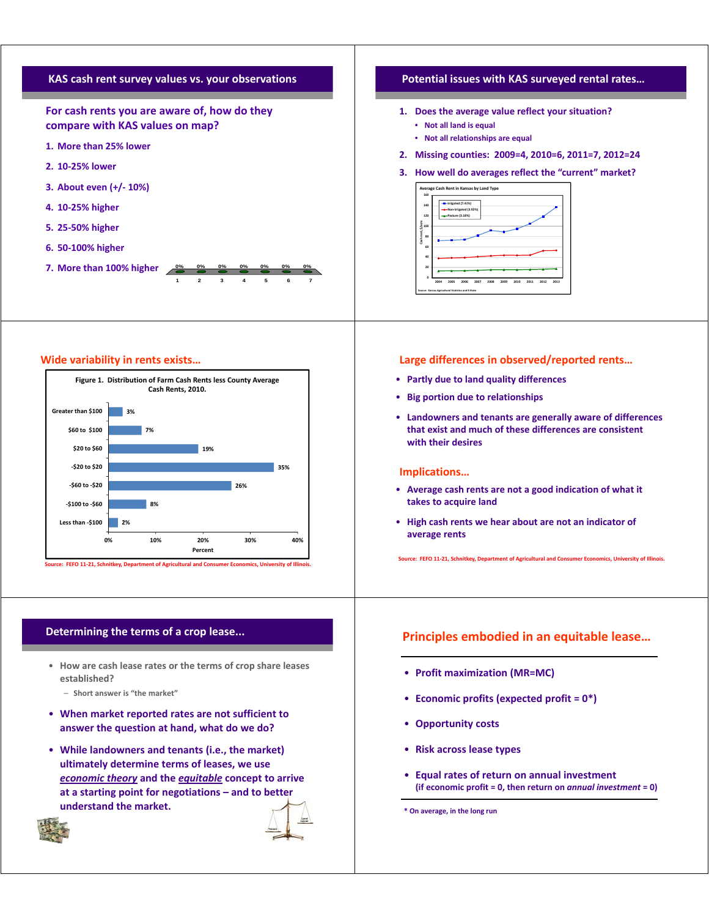## KAS cash rent survey values vs. your observations

**For cash rents you are aware of, how do they compare with KAS values on map?**

1. More than 25% lower
2. 10-25% lower
3. About even (+/- 10%)
4. 10-25% higher
5. 25-50% higher
6. 50-100% higher
7. More than 100% higher

| 1 | 2 | 3 | 4 | 5 | 6 | 7 |
|---|---|---|---|---|---|---|
| 0% | 0% | 0% | 0% | 0% | 0% | 0% |

## Potential issues with KAS surveyed rental rates…

1. Does the average value reflect your situation?
   - Not all land is equal
   - Not all relationships are equal
2. Missing counties: 2009=4, 2010=6, 2011=7, 2012=24
3. How well do averages reflect the "current" market?

Average Cash Rent in Kansas by Land Type

Source: Kansas Agricultural Statistics and K-State

## Wide variability in rents exists…

Figure 1. Distribution of Farm Cash Rents less County Average Cash Rents, 2010.

| Difference from county average | Percent |
|---|---|
| Greater than $100 | 3% |
| $60 to $100 | 7% |
| $20 to $60 | 19% |
| -$20 to $20 | 35% |
| -$60 to -$20 | 26% |
| -$100 to -$60 | 8% |
| Less than -$100 | 2% |

Source: FEFO 11-21, Schnitkey, Department of Agricultural and Consumer Economics, University of Illinois.

## Large differences in observed/reported rents…

- Partly due to land quality differences
- Big portion due to relationships
- Landowners and tenants are generally aware of differences that exist and much of these differences are consistent with their desires

### Implications…

- Average cash rents are not a good indication of what it takes to acquire land
- High cash rents we hear about are not an indicator of average rents

Source: FEFO 11-21, Schnitkey, Department of Agricultural and Consumer Economics, University of Illinois.

## Determining the terms of a crop lease…

- How are cash lease rates or the terms of crop share leases established?
  - Short answer is "the market"
- When market reported rates are not sufficient to answer the question at hand, what do we do?
- While landowners and tenants (i.e., the market) ultimately determine terms of leases, we use ***economic theory*** and the ***equitable*** concept to arrive at a starting point for negotiations – and to better understand the market.

## Principles embodied in an equitable lease…

- Profit maximization (MR=MC)
- Economic profits (expected profit = 0*)
- Opportunity costs
- Risk across lease types
- Equal rates of return on annual investment
  (if economic profit = 0, then return on *annual investment* = 0)

\* On average, in the long run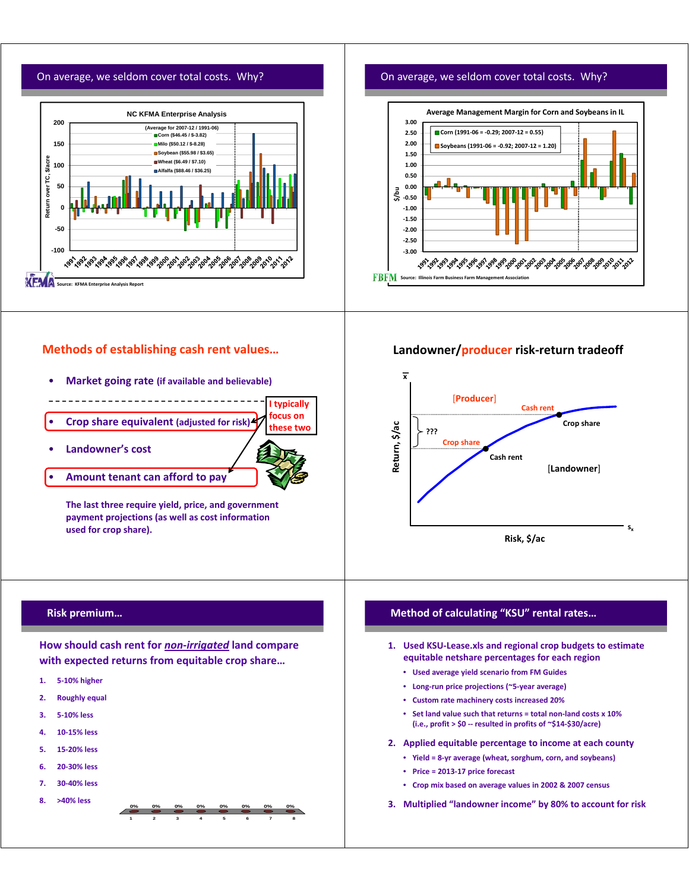## On average, we seldom cover total costs. Why?

**NC KFMA Enterprise Analysis**

(Average for 2007-12 / 1991-06)

- Corn ($46.45 / $-3.82)
- Milo ($50.12 / $-8.28)
- Soybean ($55.98 / $3.65)
- Wheat ($6.49 / $7.10)
- Alfalfa ($88.46 / $36.25)

Return over TC, $/acre

Source: KFMA Enterprise Analysis Report

## On average, we seldom cover total costs. Why?

**Average Management Margin for Corn and Soybeans in IL**

- Corn (1991-06 = -0.29; 2007-12 = 0.55)
- Soybeans (1991-06 = -0.92; 2007-12 = 1.20)

$/bu

Source: Illinois Farm Business Farm Management Association

## Methods of establishing cash rent values…

- **Market going rate** (if available and believable)

---

- **Crop share equivalent** (adjusted for risk)
- **Landowner's cost**
- **Amount tenant can afford to pay**

I typically focus on these two

The last three require yield, price, and government payment projections (as well as cost information used for crop share).

## Landowner/producer risk-return tradeoff

[Producer]: Cash rent, Crop share, ???

[Landowner]: Crop share, Cash rent

Return, $/ac ($\bar{x}$)

Risk, $/ac ($s_x$)

## Risk premium…

How should cash rent for ***non-irrigated*** land compare with expected returns from equitable crop share…

1. 5-10% higher
2. Roughly equal
3. 5-10% less
4. 10-15% less
5. 15-20% less
6. 20-30% less
7. 30-40% less
8. >40% less

| 1 | 2 | 3 | 4 | 5 | 6 | 7 | 8 |
|---|---|---|---|---|---|---|---|
| 0% | 0% | 0% | 0% | 0% | 0% | 0% | 0% |

## Method of calculating "KSU" rental rates…

1. Used KSU-Lease.xls and regional crop budgets to estimate equitable netshare percentages for each region
   - Used average yield scenario from FM Guides
   - Long-run price projections (~5-year average)
   - Custom rate machinery costs increased 20%
   - Set land value such that returns = total non-land costs x 10% (i.e., profit > $0 -- resulted in profits of ~$14-$30/acre)
2. Applied equitable percentage to income at each county
   - Yield = 8-yr average (wheat, sorghum, corn, and soybeans)
   - Price = 2013-17 price forecast
   - Crop mix based on average values in 2002 & 2007 census
3. Multiplied "landowner income" by 80% to account for risk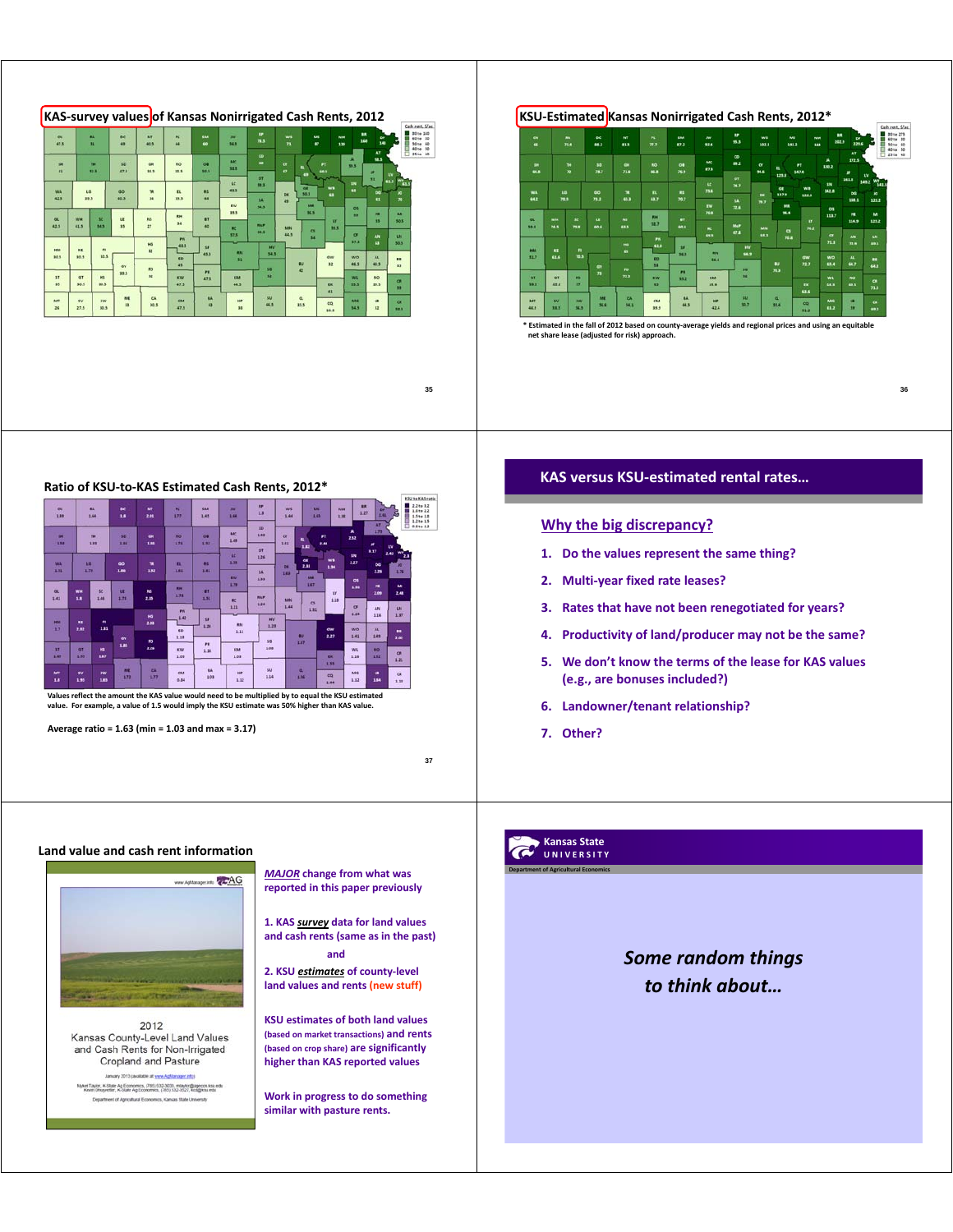## KAS-survey values of Kansas Nonirrigated Cash Rents, 2012

## KSU-Estimated Kansas Nonirrigated Cash Rents, 2012*

\* Estimated in the fall of 2012 based on county-average yields and regional prices and using an equitable net share lease (adjusted for risk) approach.

## Ratio of KSU-to-KAS Estimated Cash Rents, 2012*

Values reflect the amount the KAS value would need to be multiplied by to equal the KSU estimated value. For example, a value of 1.5 would imply the KSU estimate was 50% higher than KAS value.

Average ratio = 1.63 (min = 1.03 and max = 3.17)

## KAS versus KSU-estimated rental rates…

### Why the big discrepancy?

1. Do the values represent the same thing?
2. Multi-year fixed rate leases?
3. Rates that have not been renegotiated for years?
4. Productivity of land/producer may not be the same?
5. We don't know the terms of the lease for KAS values (e.g., are bonuses included?)
6. Landowner/tenant relationship?
7. Other?

## Land value and cash rent information

2012 Kansas County-Level Land Values and Cash Rents for Non-Irrigated Cropland and Pasture

*MAJOR* change from what was reported in this paper previously

1. KAS ***survey*** data for land values and cash rents (same as in the past)

and

2. KSU ***estimates*** of county-level land values and rents (new stuff)

KSU estimates of both land values (based on market transactions) and rents (based on crop share) are significantly higher than KAS reported values

Work in progress to do something similar with pasture rents.

Kansas State University
Department of Agricultural Economics

***Some random things to think about…***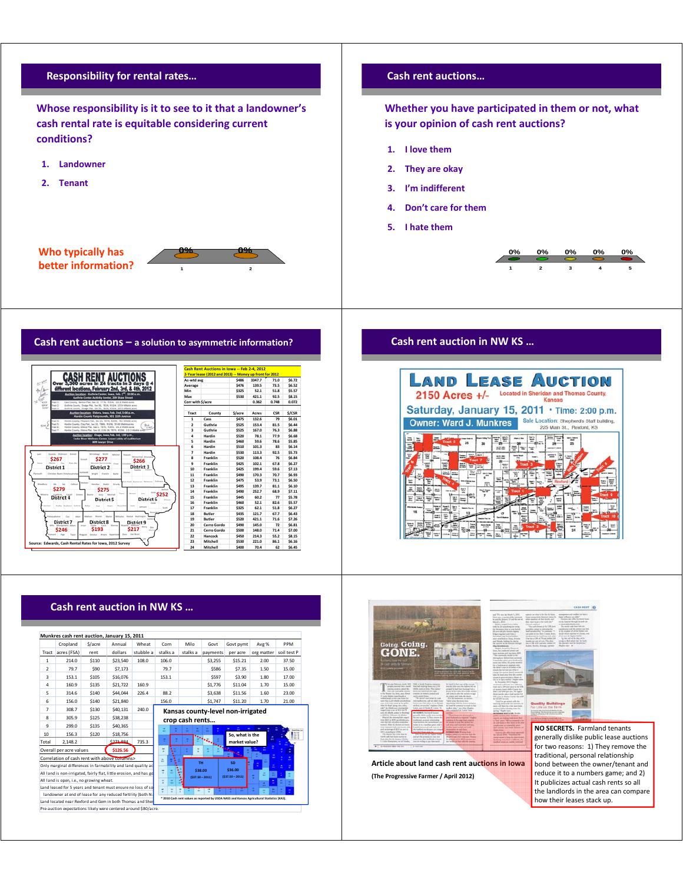## Responsibility for rental rates…

**Whose responsibility is it to see to it that a landowner's cash rental rate is equitable considering current conditions?**

1. Landowner
2. Tenant

**Who typically has better information?**

| 1 | 2 |
|---|---|
| 0% | 0% |

## Cash rent auctions…

**Whether you have participated in them or not, what is your opinion of cash rent auctions?**

1. I love them
2. They are okay
3. I'm indifferent
4. Don't care for them
5. I hate them

| 1 | 2 | 3 | 4 | 5 |
|---|---|---|---|---|
| 0% | 0% | 0% | 0% | 0% |

## Cash rent auctions – a solution to asymmetric information?

**CASH RENT AUCTIONS**

Over 3,300 acres in 24 tracts in 3 days @ 4 different locations, February 2nd, 3rd, & 4th, 2012

Source: Edwards, Cash Rental Rates for Iowa, 2012 Survey

| District | $/acre |
|---|---|
| District 1 | $267 |
| District 2 | $277 |
| District 3 | $266 |
| District 4 | $279 |
| District 5 | $275 |
| District 6 | $252 |
| District 7 | $246 |
| District 8 | $193 |
| District 9 | $217 |

Cash Rent Auctions in Iowa -- Feb 2-4, 2012
2-Year lease (2012 and 2013) -- Money up front for 2012

| | $/acre | Acres | CSR | $/CSR |
|---|---|---|---|---|
| Ac-wtd avg | $486 | 3347.7 | 71.0 | $6.72 |
| Average | $476 | 139.5 | 73.5 | $6.52 |
| Min | $325 | 52.1 | 51.8 | $5.57 |
| Max | $530 | 421.1 | 92.5 | $8.15 |
| Corr with $/acre | | 0.362 | 0.748 | 0.072 |

| Tract | County | $/acre | Acres | CSR | $/CSR |
|---|---|---|---|---|---|
| 1 | Cass | $475 | 132.6 | 79 | $6.01 |
| 2 | Guthrie | $525 | 153.4 | 81.5 | $6.44 |
| 3 | Guthrie | $525 | 167.0 | 76.3 | $6.88 |
| 4 | Hardin | $520 | 78.1 | 77.9 | $6.68 |
| 5 | Hardin | $460 | 59.6 | 78.6 | $5.85 |
| 6 | Hardin | $510 | 101.3 | 83 | $6.14 |
| 7 | Hardin | $530 | 113.3 | 92.5 | $5.73 |
| 8 | Franklin | $520 | 108.4 | 76 | $6.84 |
| 9 | Franklin | $425 | 102.1 | 67.8 | $6.27 |
| 10 | Franklin | $425 | 199.4 | 59.6 | $7.13 |
| 11 | Franklin | $490 | 170.3 | 70.7 | $6.93 |
| 12 | Franklin | $475 | 53.9 | 73.1 | $6.50 |
| 13 | Franklin | $495 | 139.7 | 81.1 | $6.10 |
| 14 | Franklin | $490 | 252.7 | 68.9 | $7.11 |
| 15 | Franklin | $445 | 60.2 | 77 | $5.78 |
| 16 | Franklin | $460 | 52.1 | 82.6 | $5.57 |
| 17 | Franklin | $325 | 62.1 | 51.8 | $6.27 |
| 18 | Butler | $435 | 121.7 | 67.7 | $6.43 |
| 19 | Butler | $520 | 421.1 | 71.6 | $7.26 |
| 20 | Cerro Gordo | $490 | 145.0 | 72 | $6.81 |
| 21 | Cerro Gordo | $500 | 148.0 | 71.4 | $7.00 |
| 22 | Hancock | $450 | 214.3 | 55.2 | $8.15 |
| 23 | Mitchell | $530 | 221.0 | 86.1 | $6.16 |
| 24 | Mitchell | $400 | 70.4 | 62 | $6.45 |

## Cash rent auction in NW KS …

**LAND LEASE AUCTION**

2150 Acres +/- Located in Sheridan and Thomas County, Kansas

Saturday, January 15, 2011 • Time: 2:00 p.m.

Owner: Ward J. Munkres

Sale Location: Shepherd's Staff building, 225 Main St., Rexford, KS

## Cash rent auction in NW KS …

Munkres cash rent auction, January 15, 2011

| Tract | Cropland acres (FSA) | $/acre rent | Annual dollars | Wheat stubble a | Corn stalks a | Milo stalks a | Govt payments | Govt pymt per acre | Avg % org matter | PPM soil test P |
|---|---|---|---|---|---|---|---|---|---|---|
| 1 | 214.0 | $110 | $23,540 | 108.0 | 106.0 | | $3,255 | $15.21 | 2.00 | 37.50 |
| 2 | 79.7 | $90 | $7,173 | | 79.7 | | $586 | $7.35 | 1.50 | 15.00 |
| 3 | 153.1 | $105 | $16,076 | | 153.1 | | $597 | $3.90 | 1.80 | 17.00 |
| 4 | 160.9 | $135 | $21,722 | 160.9 | | | $1,776 | $11.04 | 1.70 | 15.00 |
| 5 | 314.6 | $140 | $44,044 | 226.4 | 88.2 | | $3,638 | $11.56 | 1.60 | 23.00 |
| 6 | 156.0 | $140 | $21,840 | | 156.0 | | $1,747 | $11.20 | 1.70 | 21.00 |
| 7 | 308.7 | $130 | $40,131 | 240.0 | | | | | | |
| 8 | 305.9 | $125 | $38,238 | | | | | | | |
| 9 | 299.0 | $135 | $40,365 | | | | | | | |
| 10 | 156.3 | $120 | $18,756 | | | | | | | |
| Total | 2,148.2 | | $271,884 | 735.3 | | | | | | |
| Overall per acre values | | | $126.56 | | | | | | | |

Correlation of cash rent with above columns>

Only marginal differences in farmability and land quality ac…

All land is non-irrigated, fairly flat, little erosion, and has go…

All land is open, i.e., no growing wheat.

Land leased for 5 years and tenant must ensure no loss of so… landowner at end of lease for any reduced fertility (both N…

Land located near Rexford and Gem in both Thomas and Sher…

Pre-auction expectations likely were centered around $80/acre.

**Kansas county-level non-irrigated crop cash rents…**

| TH | SD |
|---|---|
| $38.00 | $36.00 |
| ($37.50 – 2011) | ($37.50 – 2011) |

So, what is the market value?

* 2010 Cash rent values as reported by USDA NASS and Kansas Agricultural Statistics (KAS).

**Going. Going. GONE.**

Article about land cash rent auctions in Iowa

(The Progressive Farmer / April 2012)

**NO SECRETS.** Farmland tenants generally dislike public lease auctions for two reasons: 1) They remove the traditional, personal relationship bond between the owner/tenant and reduce it to a numbers game; and 2) It publicizes actual cash rents so all the landlords in the area can compare how their leases stack up.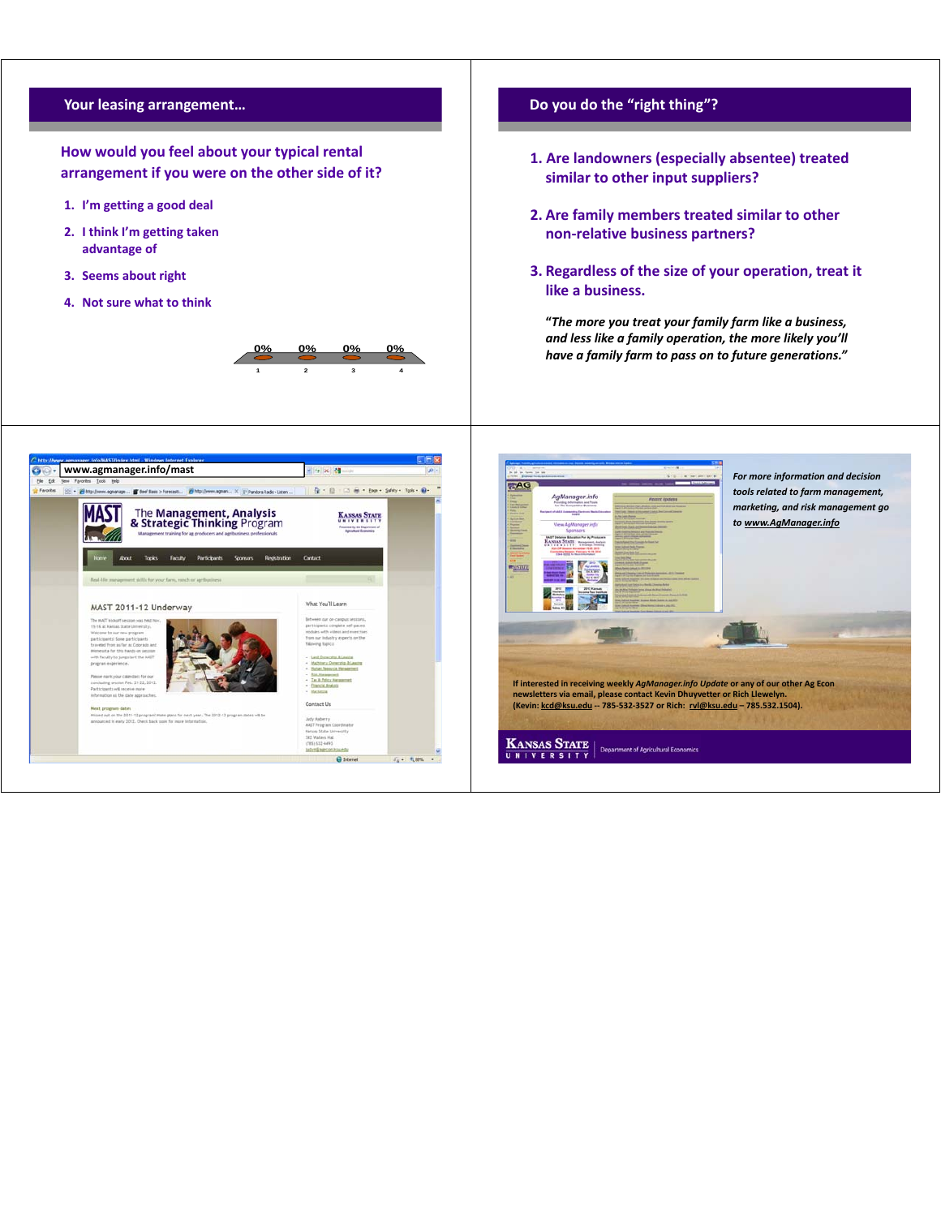## Your leasing arrangement…

### How would you feel about your typical rental arrangement if you were on the other side of it?

1. I'm getting a good deal
2. I think I'm getting taken advantage of
3. Seems about right
4. Not sure what to think

0% 0% 0% 0%

1 2 3 4

## Do you do the "right thing"?

1. Are landowners (especially absentee) treated similar to other input suppliers?
2. Are family members treated similar to other non-relative business partners?
3. Regardless of the size of your operation, treat it like a business.

*"The more you treat your family farm like a business, and less like a family operation, the more likely you'll have a family farm to pass on to future generations."*

www.agmanager.info/mast

The Management, Analysis & Strategic Thinking Program

MAST 2011-12 Underway

*For more information and decision tools related to farm management, marketing, and risk management go to www.AgManager.info*

If interested in receiving weekly *AgManager.info Update* or any of our other Ag Econ newsletters via email, please contact Kevin Dhuyvetter or Rich Llewelyn. (Kevin: kcd@ksu.edu -- 785-532-3527 or Rich: rvl@ksu.edu – 785.532.1504).

Kansas State University | Department of Agricultural Economics